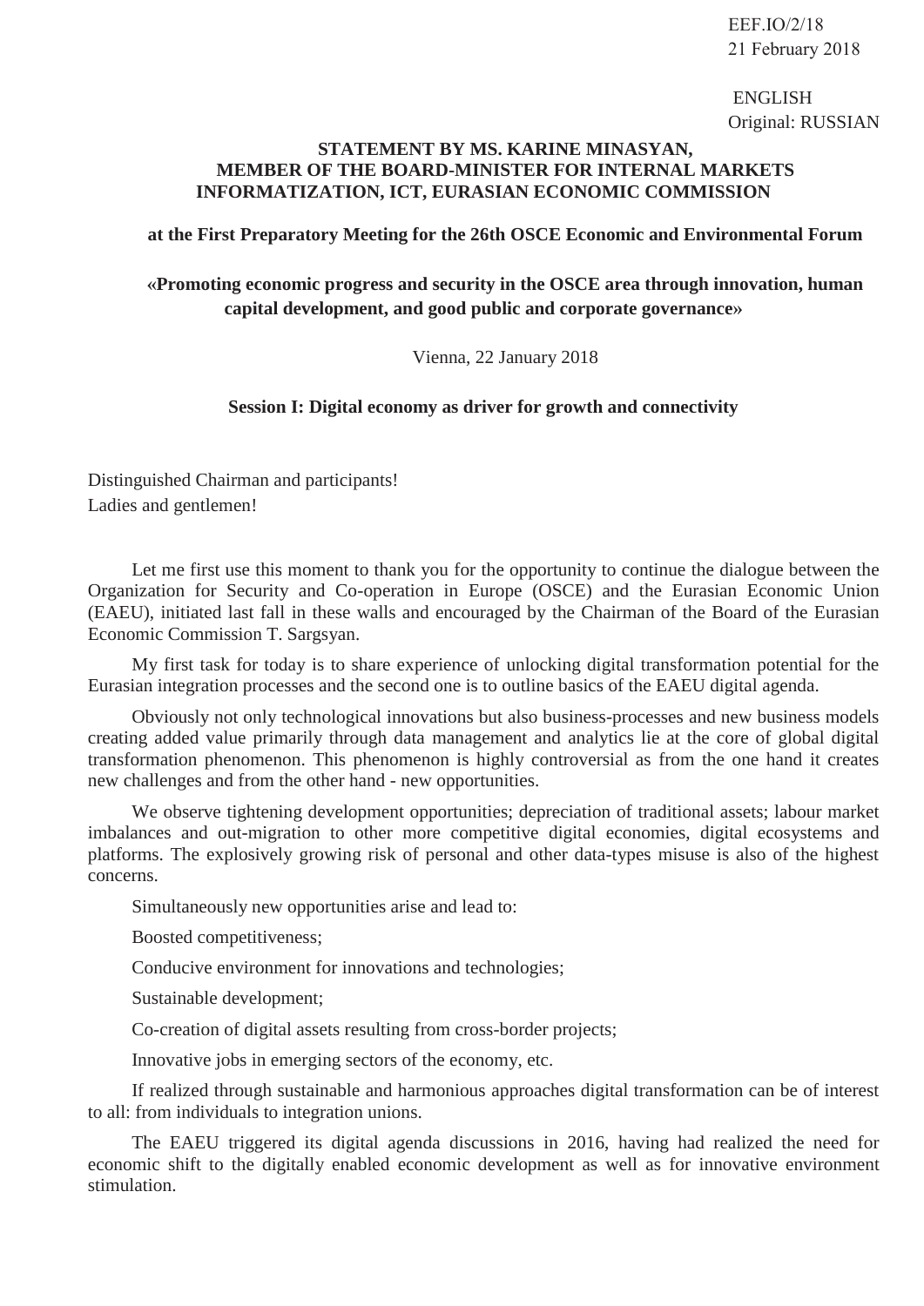EEF.IO/2/18
21 February 2018

ENGLISH
Original: RUSSIAN

**STATEMENT BY MS. KARINE MINASYAN, MEMBER OF THE BOARD-MINISTER FOR INTERNAL MARKETS INFORMATIZATION, ICT, EURASIAN ECONOMIC COMMISSION**

**at the First Preparatory Meeting for the 26th OSCE Economic and Environmental Forum**

**«Promoting economic progress and security in the OSCE area through innovation, human capital development, and good public and corporate governance»**

Vienna, 22 January 2018

**Session I: Digital economy as driver for growth and connectivity**

Distinguished Chairman and participants!
Ladies and gentlemen!

Let me first use this moment to thank you for the opportunity to continue the dialogue between the Organization for Security and Co-operation in Europe (OSCE) and the Eurasian Economic Union (EAEU), initiated last fall in these walls and encouraged by the Chairman of the Board of the Eurasian Economic Commission T. Sargsyan.

My first task for today is to share experience of unlocking digital transformation potential for the Eurasian integration processes and the second one is to outline basics of the EAEU digital agenda.

Obviously not only technological innovations but also business-processes and new business models creating added value primarily through data management and analytics lie at the core of global digital transformation phenomenon. This phenomenon is highly controversial as from the one hand it creates new challenges and from the other hand - new opportunities.

We observe tightening development opportunities; depreciation of traditional assets; labour market imbalances and out-migration to other more competitive digital economies, digital ecosystems and platforms. The explosively growing risk of personal and other data-types misuse is also of the highest concerns.

Simultaneously new opportunities arise and lead to:

Boosted competitiveness;

Conducive environment for innovations and technologies;

Sustainable development;

Co-creation of digital assets resulting from cross-border projects;

Innovative jobs in emerging sectors of the economy, etc.

If realized through sustainable and harmonious approaches digital transformation can be of interest to all: from individuals to integration unions.

The EAEU triggered its digital agenda discussions in 2016, having had realized the need for economic shift to the digitally enabled economic development as well as for innovative environment stimulation.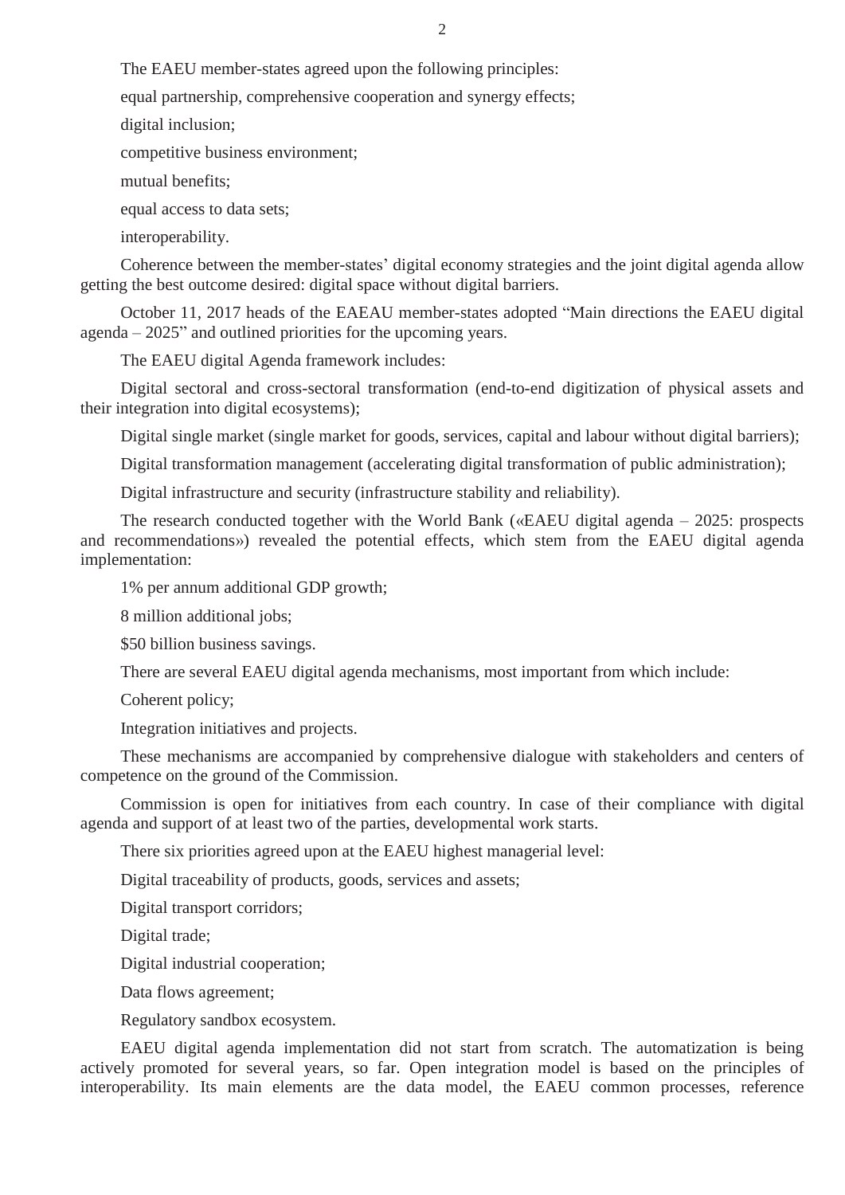The EAEU member-states agreed upon the following principles:

equal partnership, comprehensive cooperation and synergy effects;

digital inclusion;

competitive business environment;

mutual benefits;

equal access to data sets;

interoperability.

Coherence between the member-states' digital economy strategies and the joint digital agenda allow getting the best outcome desired: digital space without digital barriers.

October 11, 2017 heads of the EAEAU member-states adopted "Main directions the EAEU digital agenda – 2025" and outlined priorities for the upcoming years.

The EAEU digital Agenda framework includes:

Digital sectoral and cross-sectoral transformation (end-to-end digitization of physical assets and their integration into digital ecosystems);

Digital single market (single market for goods, services, capital and labour without digital barriers);

Digital transformation management (accelerating digital transformation of public administration);

Digital infrastructure and security (infrastructure stability and reliability).

The research conducted together with the World Bank («EAEU digital agenda – 2025: prospects and recommendations») revealed the potential effects, which stem from the EAEU digital agenda implementation:

1% per annum additional GDP growth;

8 million additional jobs;

$50 billion business savings.

There are several EAEU digital agenda mechanisms, most important from which include:

Coherent policy;

Integration initiatives and projects.

These mechanisms are accompanied by comprehensive dialogue with stakeholders and centers of competence on the ground of the Commission.

Commission is open for initiatives from each country. In case of their compliance with digital agenda and support of at least two of the parties, developmental work starts.

There six priorities agreed upon at the EAEU highest managerial level:

Digital traceability of products, goods, services and assets;

Digital transport corridors;

Digital trade;

Digital industrial cooperation;

Data flows agreement;

Regulatory sandbox ecosystem.

EAEU digital agenda implementation did not start from scratch. The automatization is being actively promoted for several years, so far. Open integration model is based on the principles of interoperability. Its main elements are the data model, the EAEU common processes, reference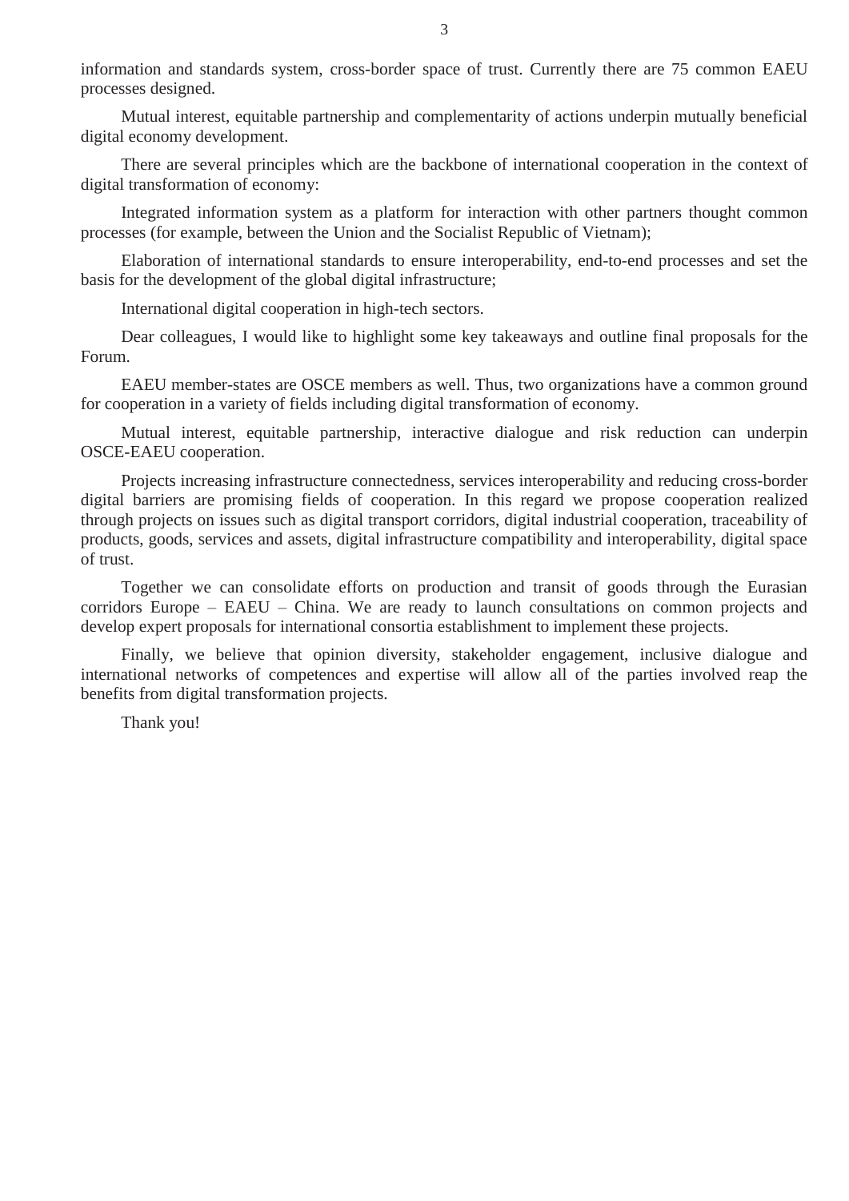information and standards system, cross-border space of trust. Currently there are 75 common EAEU processes designed.

Mutual interest, equitable partnership and complementarity of actions underpin mutually beneficial digital economy development.

There are several principles which are the backbone of international cooperation in the context of digital transformation of economy:

Integrated information system as a platform for interaction with other partners thought common processes (for example, between the Union and the Socialist Republic of Vietnam);

Elaboration of international standards to ensure interoperability, end-to-end processes and set the basis for the development of the global digital infrastructure;

International digital cooperation in high-tech sectors.

Dear colleagues, I would like to highlight some key takeaways and outline final proposals for the Forum.

EAEU member-states are OSCE members as well. Thus, two organizations have a common ground for cooperation in a variety of fields including digital transformation of economy.

Mutual interest, equitable partnership, interactive dialogue and risk reduction can underpin OSCE-EAEU cooperation.

Projects increasing infrastructure connectedness, services interoperability and reducing cross-border digital barriers are promising fields of cooperation. In this regard we propose cooperation realized through projects on issues such as digital transport corridors, digital industrial cooperation, traceability of products, goods, services and assets, digital infrastructure compatibility and interoperability, digital space of trust.

Together we can consolidate efforts on production and transit of goods through the Eurasian corridors Europe – EAEU – China. We are ready to launch consultations on common projects and develop expert proposals for international consortia establishment to implement these projects.

Finally, we believe that opinion diversity, stakeholder engagement, inclusive dialogue and international networks of competences and expertise will allow all of the parties involved reap the benefits from digital transformation projects.

Thank you!